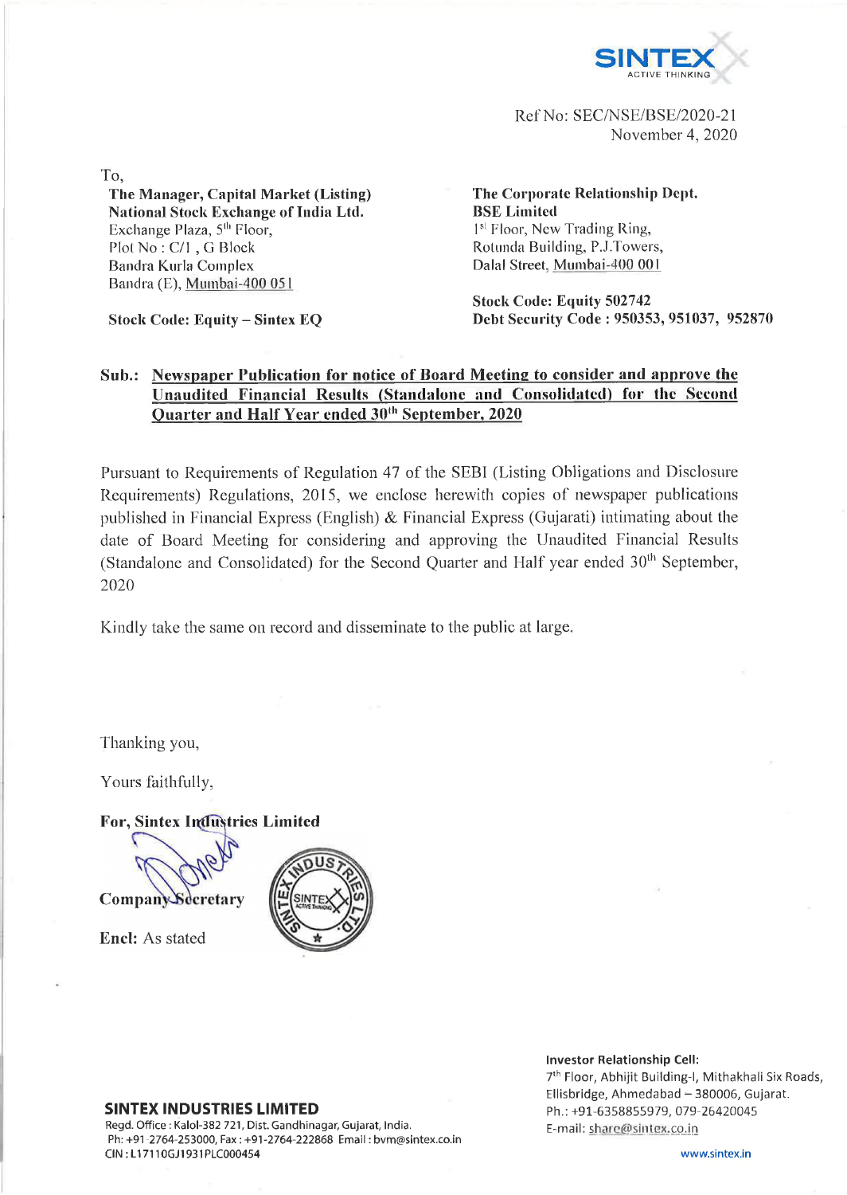SINTEX
ACTIVE THINKING

Ref No: SEC/NSE/BSE/2020-21
November 4, 2020

To,

**The Manager, Capital Market (Listing)**
**National Stock Exchange of India Ltd.**
Exchange Plaza, 5th Floor,
Plot No : C/1 , G Block
Bandra Kurla Complex
Bandra (E), Mumbai-400 051

**Stock Code: Equity – Sintex EQ**

**The Corporate Relationship Dept.**
**BSE Limited**
1st Floor, New Trading Ring,
Rotunda Building, P.J.Towers,
Dalal Street, Mumbai-400 001

**Stock Code: Equity 502742**
**Debt Security Code : 950353, 951037, 952870**

**Sub.: Newspaper Publication for notice of Board Meeting to consider and approve the Unaudited Financial Results (Standalone and Consolidated) for the Second Quarter and Half Year ended 30th September, 2020**

Pursuant to Requirements of Regulation 47 of the SEBI (Listing Obligations and Disclosure Requirements) Regulations, 2015, we enclose herewith copies of newspaper publications published in Financial Express (English) & Financial Express (Gujarati) intimating about the date of Board Meeting for considering and approving the Unaudited Financial Results (Standalone and Consolidated) for the Second Quarter and Half year ended 30th September, 2020

Kindly take the same on record and disseminate to the public at large.

Thanking you,

Yours faithfully,

**For, Sintex Industries Limited**

**Company Secretary**

**Encl:** As stated

**SINTEX INDUSTRIES LIMITED**
Regd. Office : Kalol-382 721, Dist. Gandhinagar, Gujarat, India.
Ph: +91-2764-253000, Fax : +91-2764-222868 Email : bvm@sintex.co.in
CIN : L17110GJ1931PLC000454

**Investor Relationship Cell:**
7th Floor, Abhijit Building-I, Mithakhali Six Roads,
Ellisbridge, Ahmedabad – 380006, Gujarat.
Ph.: +91-6358855979, 079-26420045
E-mail: share@sintex.co.in

www.sintex.in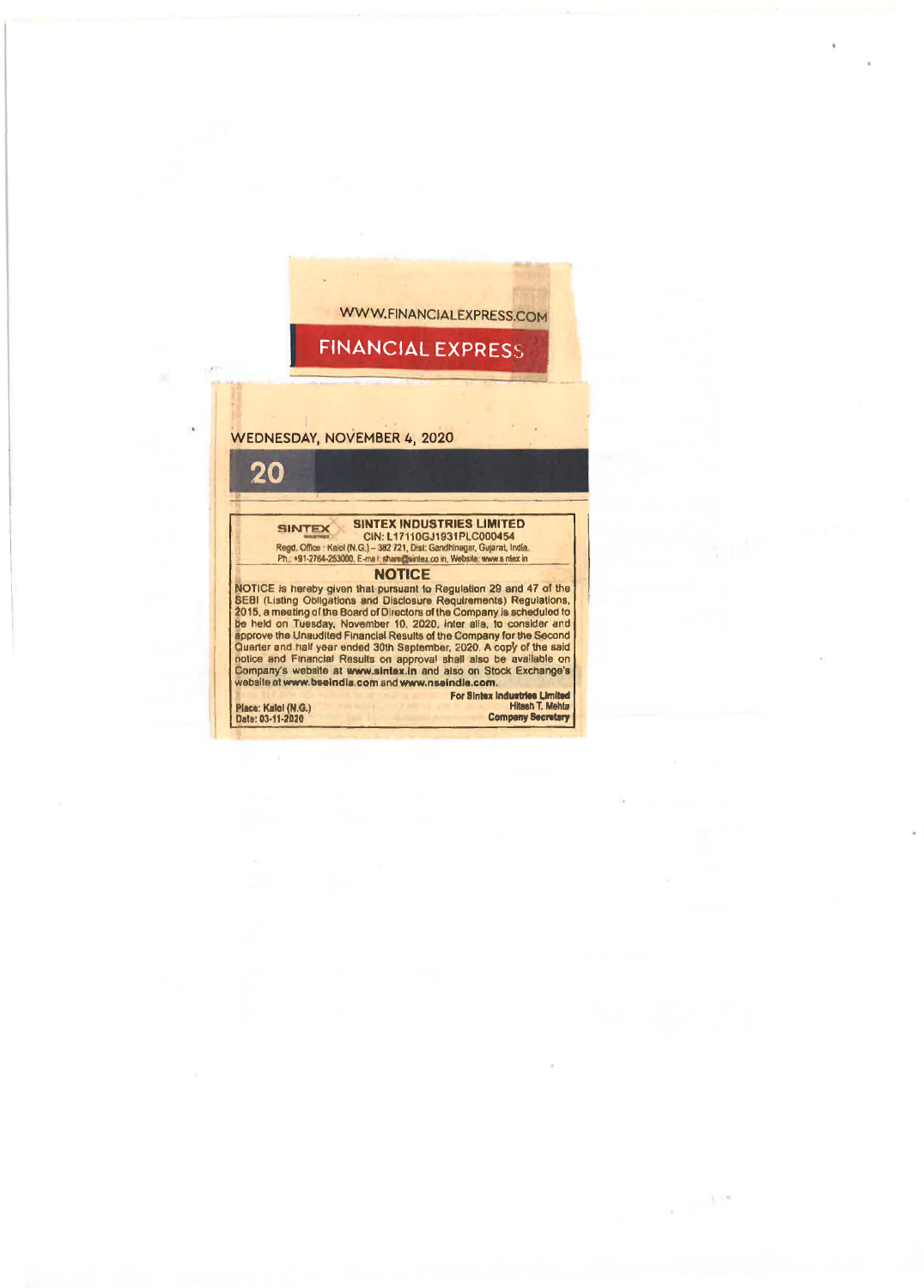WWW.FINANCIALEXPRESS.COM

FINANCIAL EXPRESS

WEDNESDAY, NOVEMBER 4, 2020

**SINTEX INDUSTRIES LIMITED**
CIN: L17110GJ1931PLC000454
Regd. Office : Kalol (N.G.) – 382 721, Dist: Gandhinagar, Gujarat, India.
Ph.: +91-2764-253000, E-mail: share@sintex.co.in, Website: www.sintex.in

## NOTICE

NOTICE is hereby given that pursuant to Regulation 29 and 47 of the SEBI (Listing Obligations and Disclosure Requirements) Regulations, 2015, a meeting of the Board of Directors of the Company is scheduled to be held on Tuesday, November 10, 2020, inter alia, to consider and approve the Unaudited Financial Results of the Company for the Second Quarter and half year ended 30th September, 2020. A copy of the said notice and Financial Results on approval shall also be available on Company's website at **www.sintex.in** and also on Stock Exchange's website at **www.bseindia.com** and **www.nseindia.com**.

**For Sintex Industries Limited**
**Hitesh T. Mehta**
**Company Secretary**

Place: Kalol (N.G.)
Date: 03-11-2020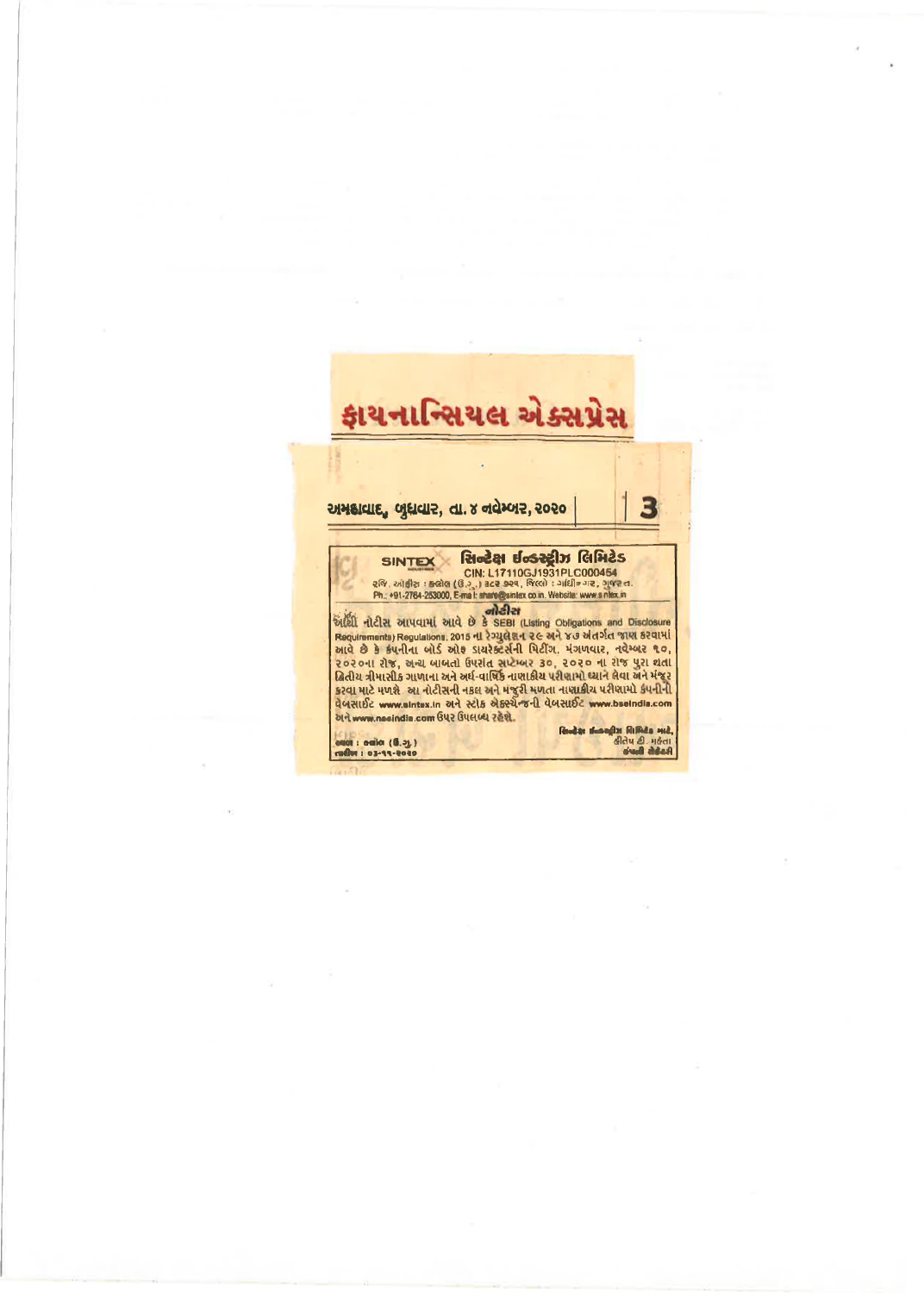# ફાયનાન્સિયલ એક્સપ્રેસ

અમદાવાદ, બુધવાર, તા. ૪ નવેમ્બર, ૨૦૨૦

## SINTEX સિન્ટેક્ષ ઈન્ડસ્ટ્રીઝ લિમિટેડ

CIN: L17110GJ1931PLC000454

રજી. ઓફીસ : કલોલ (ઉ.ગુ.) ૩૮૨ ૭૨૧, જિલ્લો : ગાંધીનગર, ગુજરાત.

Ph.: +91-2764-253000, E-mail: share@sintex.co.in. Website: www.sintex.in

### નોટીસ

આથી નોટીસ આપવામાં આવે છે કે SEBI (Listing Obligations and Disclosure Requirements) Regulations, 2015 ના રેગ્યુલેશન ૨૯ અને ૪૭ અંતર્ગત જાણ કરવામાં આવે છે કે કંપનીના બોર્ડ ઓફ ડાયરેક્ટર્સની મિટીંગ, મંગળવાર, નવેમ્બર ૧૦, ૨૦૨૦ના રોજ, અન્ય બાબતો ઉપરાંત સપ્ટેમ્બર ૩૦, ૨૦૨૦ ના રોજ પુરા થતા દ્વિતીય ત્રીમાસીક ગાળાના અને અર્ધ-વાર્ષિક નાણાકીય પરીણામો ધ્યાને લેવા અને મંજૂર કરવા માટે મળશે. આ નોટીસની નકલ અને મંજુરી મળતા નાણાકીય પરીણામો કંપનીની વેબસાઈટ www.sintex.in અને સ્ટોક એક્સચેન્જની વેબસાઈટ www.bseindia.com અને www.nseindia.com ઉપર ઉપલબ્ધ રહેશે.

સ્થળ : કલોલ (ઉ.ગુ.)

તારીખ : ૦૩-૧૧-૨૦૨૦

સિન્ટેક્ષ ઈન્ડસ્ટ્રીઝ લિમિટેડ માટે,

હીતેષ ટી. મહેતા

કંપની સેક્રેટરી